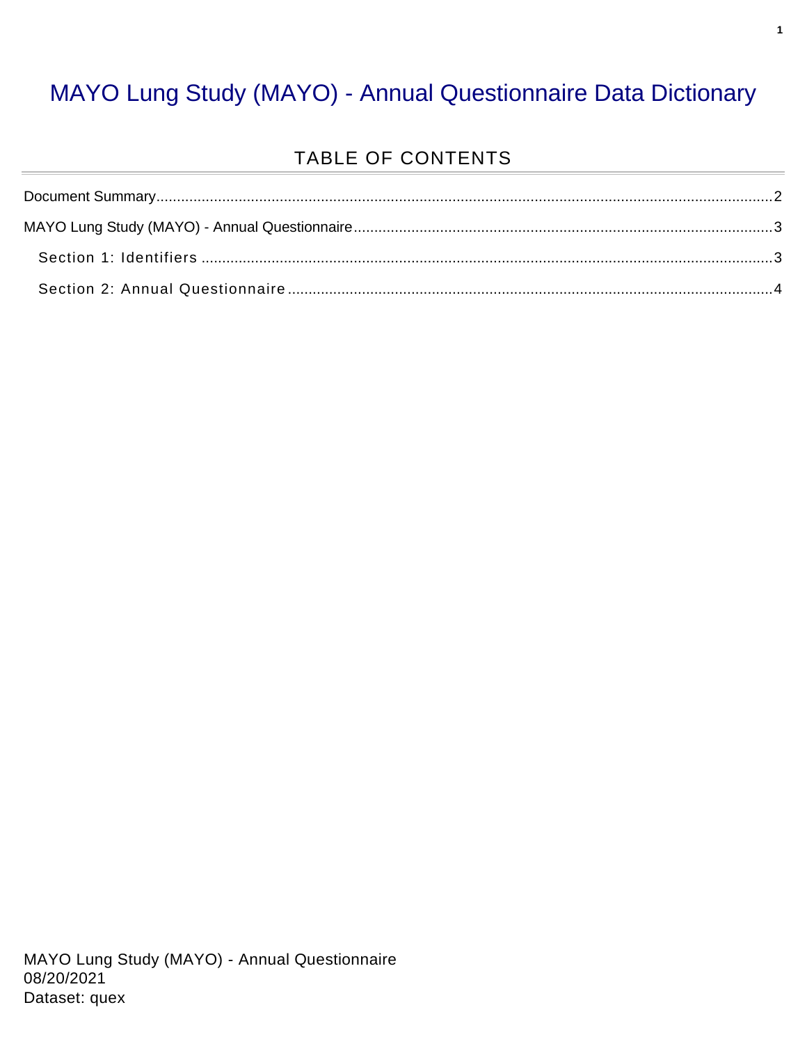# MAYO Lung Study (MAYO) - Annual Questionnaire Data Dictionary

## TABLE OF CONTENTS

Document Summary....................................................................................................................2

MAYO Lung Study (MAYO) - Annual Questionnaire....................................................................3

Section 1: Identifiers....................................................................................................................3

Section 2: Annual Questionnaire..................................................................................................4

MAYO Lung Study (MAYO) - Annual Questionnaire
08/20/2021
Dataset: quex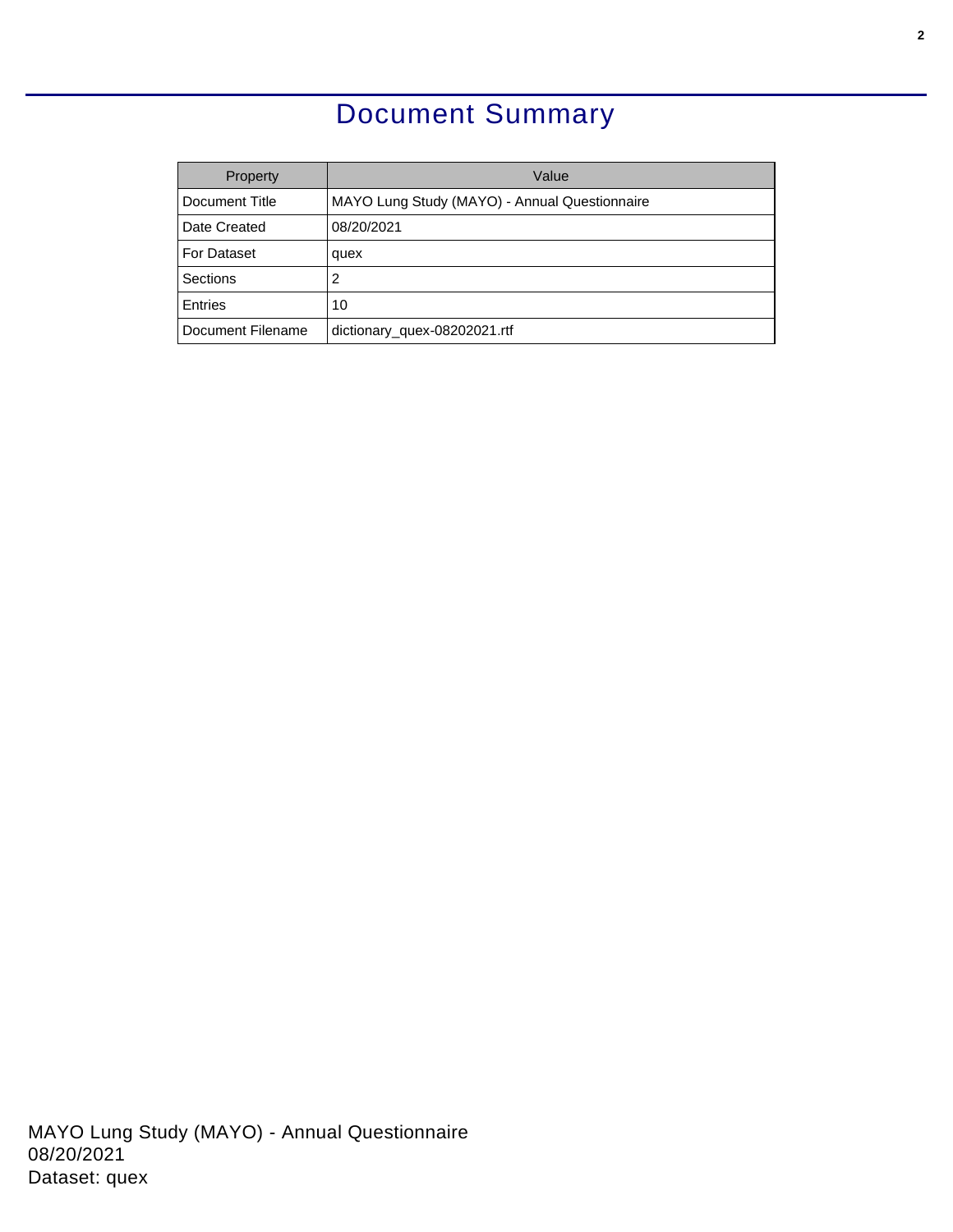# Document Summary

| Property | Value |
| --- | --- |
| Document Title | MAYO Lung Study (MAYO) - Annual Questionnaire |
| Date Created | 08/20/2021 |
| For Dataset | quex |
| Sections | 2 |
| Entries | 10 |
| Document Filename | dictionary_quex-08202021.rtf |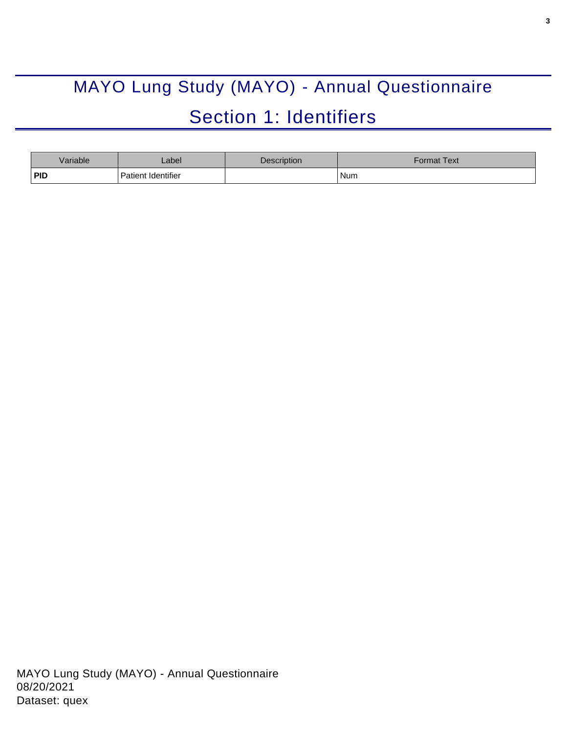# MAYO Lung Study (MAYO) - Annual Questionnaire

## Section 1: Identifiers

| Variable | Label | Description | Format Text |
| --- | --- | --- | --- |
| **PID** | Patient Identifier | | Num |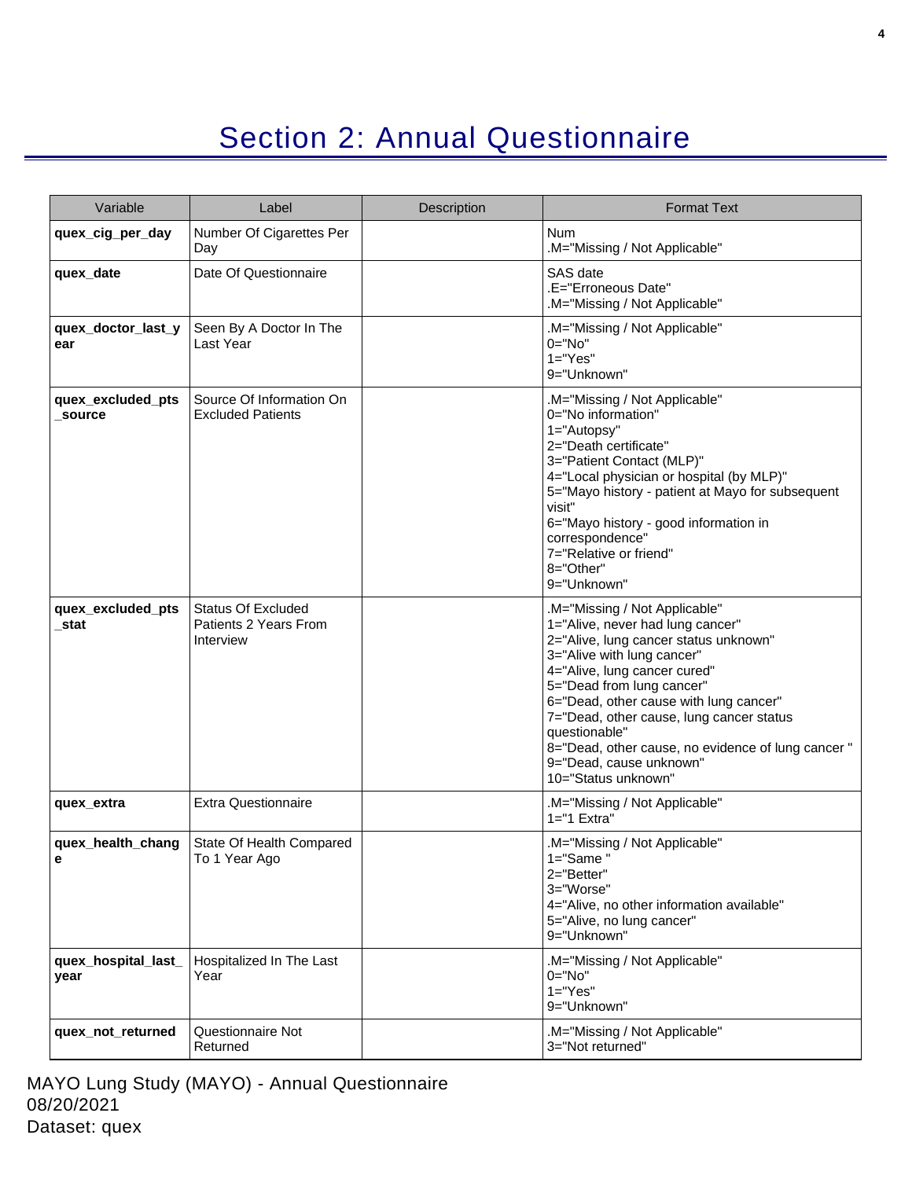# Section 2: Annual Questionnaire

| Variable | Label | Description | Format Text |
| --- | --- | --- | --- |
| **quex_cig_per_day** | Number Of Cigarettes Per Day | | Num<br>.M="Missing / Not Applicable" |
| **quex_date** | Date Of Questionnaire | | SAS date<br>.E="Erroneous Date"<br>.M="Missing / Not Applicable" |
| **quex_doctor_last_year** | Seen By A Doctor In The Last Year | | .M="Missing / Not Applicable"<br>0="No"<br>1="Yes"<br>9="Unknown" |
| **quex_excluded_pts_source** | Source Of Information On Excluded Patients | | .M="Missing / Not Applicable"<br>0="No information"<br>1="Autopsy"<br>2="Death certificate"<br>3="Patient Contact (MLP)"<br>4="Local physician or hospital (by MLP)"<br>5="Mayo history - patient at Mayo for subsequent visit"<br>6="Mayo history - good information in correspondence"<br>7="Relative or friend"<br>8="Other"<br>9="Unknown" |
| **quex_excluded_pts_stat** | Status Of Excluded Patients 2 Years From Interview | | .M="Missing / Not Applicable"<br>1="Alive, never had lung cancer"<br>2="Alive, lung cancer status unknown"<br>3="Alive with lung cancer"<br>4="Alive, lung cancer cured"<br>5="Dead from lung cancer"<br>6="Dead, other cause with lung cancer"<br>7="Dead, other cause, lung cancer status questionable"<br>8="Dead, other cause, no evidence of lung cancer "<br>9="Dead, cause unknown"<br>10="Status unknown" |
| **quex_extra** | Extra Questionnaire | | .M="Missing / Not Applicable"<br>1="1 Extra" |
| **quex_health_change** | State Of Health Compared To 1 Year Ago | | .M="Missing / Not Applicable"<br>1="Same "<br>2="Better"<br>3="Worse"<br>4="Alive, no other information available"<br>5="Alive, no lung cancer"<br>9="Unknown" |
| **quex_hospital_last_year** | Hospitalized In The Last Year | | .M="Missing / Not Applicable"<br>0="No"<br>1="Yes"<br>9="Unknown" |
| **quex_not_returned** | Questionnaire Not Returned | | .M="Missing / Not Applicable"<br>3="Not returned" |

MAYO Lung Study (MAYO) - Annual Questionnaire
08/20/2021
Dataset: quex